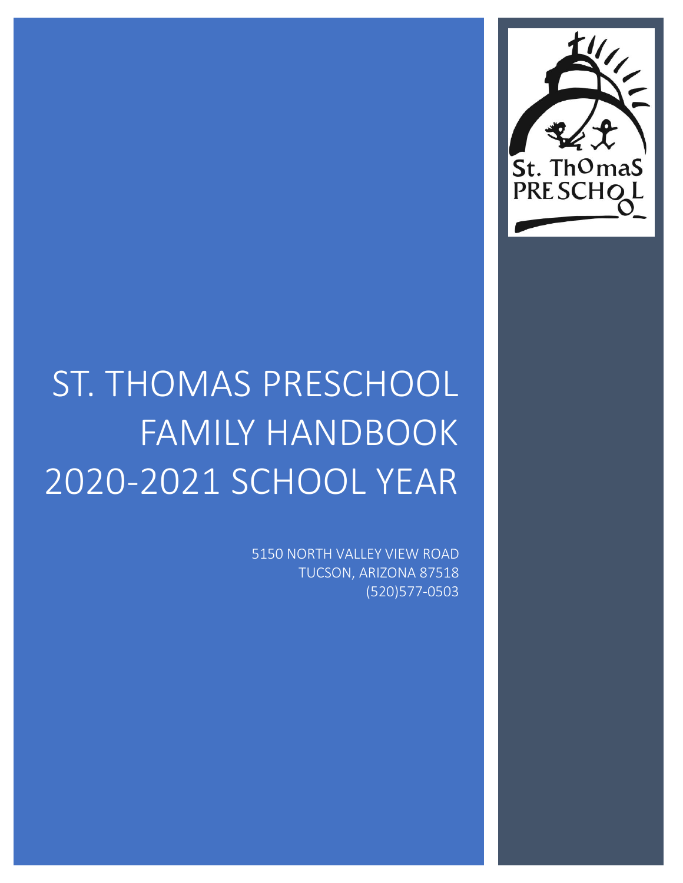# ST. THOMAS PRESCHOOL FAMILY HANDBOOK 2020-2021 SCHOOL YEAR

5150 NORTH VALLEY VIEW ROAD
TUCSON, ARIZONA 87518
(520)577-0503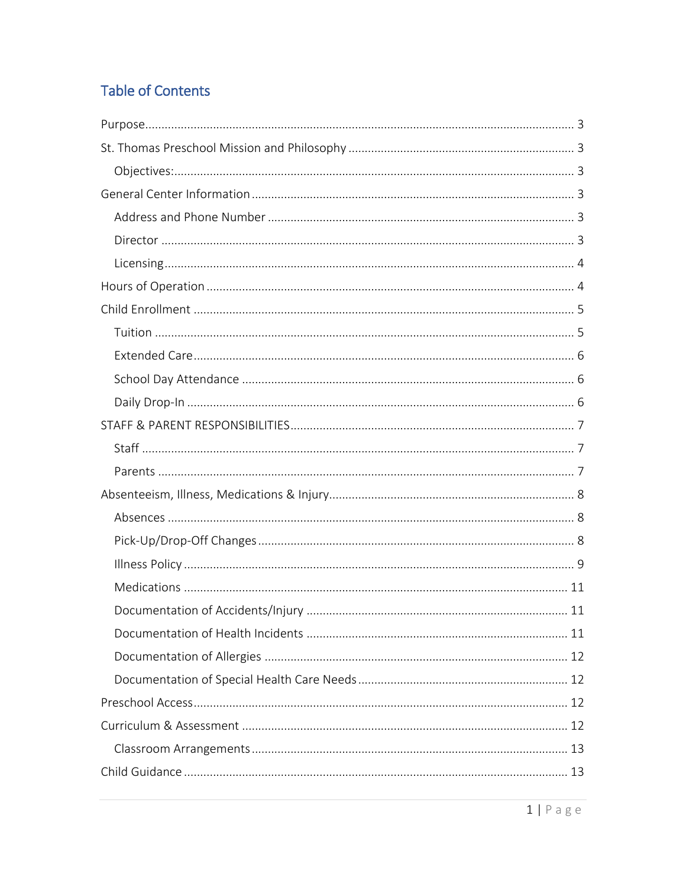## Table of Contents

- Purpose ... 3
- St. Thomas Preschool Mission and Philosophy ... 3
  - Objectives: ... 3
- General Center Information ... 3
  - Address and Phone Number ... 3
  - Director ... 3
  - Licensing ... 4
- Hours of Operation ... 4
- Child Enrollment ... 5
  - Tuition ... 5
  - Extended Care ... 6
  - School Day Attendance ... 6
  - Daily Drop-In ... 6
- STAFF & PARENT RESPONSIBILITIES ... 7
  - Staff ... 7
  - Parents ... 7
- Absenteeism, Illness, Medications & Injury ... 8
  - Absences ... 8
  - Pick-Up/Drop-Off Changes ... 8
  - Illness Policy ... 9
  - Medications ... 11
  - Documentation of Accidents/Injury ... 11
  - Documentation of Health Incidents ... 11
  - Documentation of Allergies ... 12
  - Documentation of Special Health Care Needs ... 12
- Preschool Access ... 12
- Curriculum & Assessment ... 12
  - Classroom Arrangements ... 13
- Child Guidance ... 13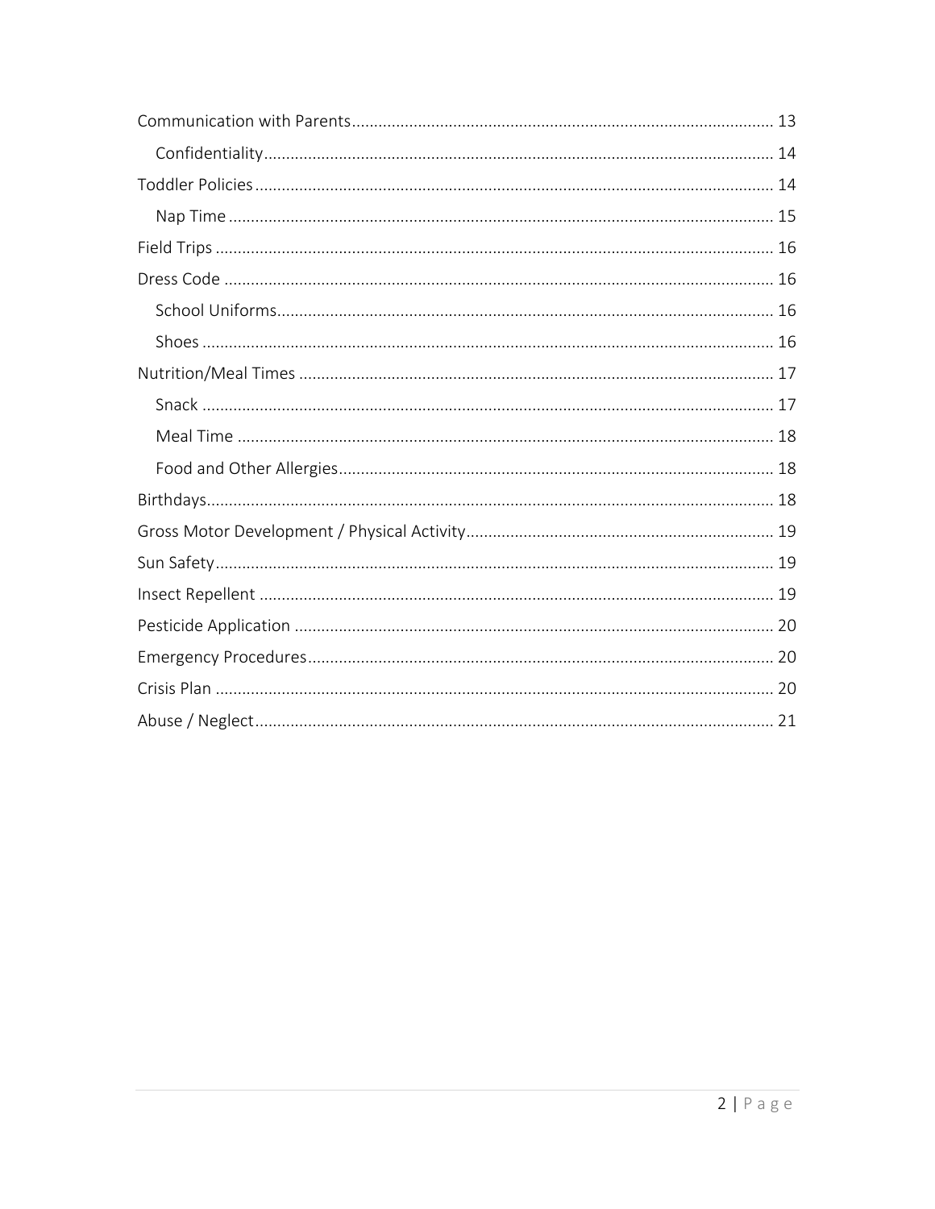- Communication with Parents ... 13
  - Confidentiality ... 14
- Toddler Policies ... 14
  - Nap Time ... 15
- Field Trips ... 16
- Dress Code ... 16
  - School Uniforms ... 16
  - Shoes ... 16
- Nutrition/Meal Times ... 17
  - Snack ... 17
  - Meal Time ... 18
  - Food and Other Allergies ... 18
- Birthdays ... 18
- Gross Motor Development / Physical Activity ... 19
- Sun Safety ... 19
- Insect Repellent ... 19
- Pesticide Application ... 20
- Emergency Procedures ... 20
- Crisis Plan ... 20
- Abuse / Neglect ... 21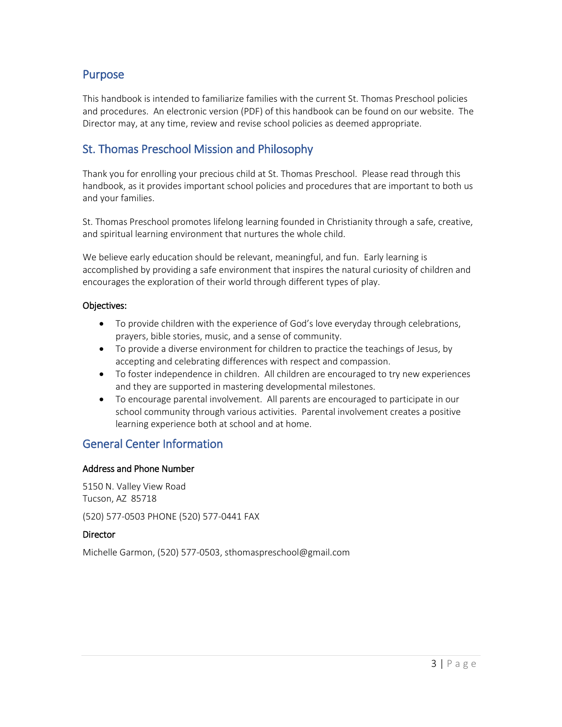## Purpose

This handbook is intended to familiarize families with the current St. Thomas Preschool policies and procedures. An electronic version (PDF) of this handbook can be found on our website. The Director may, at any time, review and revise school policies as deemed appropriate.

## St. Thomas Preschool Mission and Philosophy

Thank you for enrolling your precious child at St. Thomas Preschool. Please read through this handbook, as it provides important school policies and procedures that are important to both us and your families.

St. Thomas Preschool promotes lifelong learning founded in Christianity through a safe, creative, and spiritual learning environment that nurtures the whole child.

We believe early education should be relevant, meaningful, and fun. Early learning is accomplished by providing a safe environment that inspires the natural curiosity of children and encourages the exploration of their world through different types of play.

### Objectives:

- To provide children with the experience of God's love everyday through celebrations, prayers, bible stories, music, and a sense of community.
- To provide a diverse environment for children to practice the teachings of Jesus, by accepting and celebrating differences with respect and compassion.
- To foster independence in children. All children are encouraged to try new experiences and they are supported in mastering developmental milestones.
- To encourage parental involvement. All parents are encouraged to participate in our school community through various activities. Parental involvement creates a positive learning experience both at school and at home.

## General Center Information

### Address and Phone Number

5150 N. Valley View Road
Tucson, AZ 85718

(520) 577-0503 PHONE (520) 577-0441 FAX

### Director

Michelle Garmon, (520) 577-0503, sthomaspreschool@gmail.com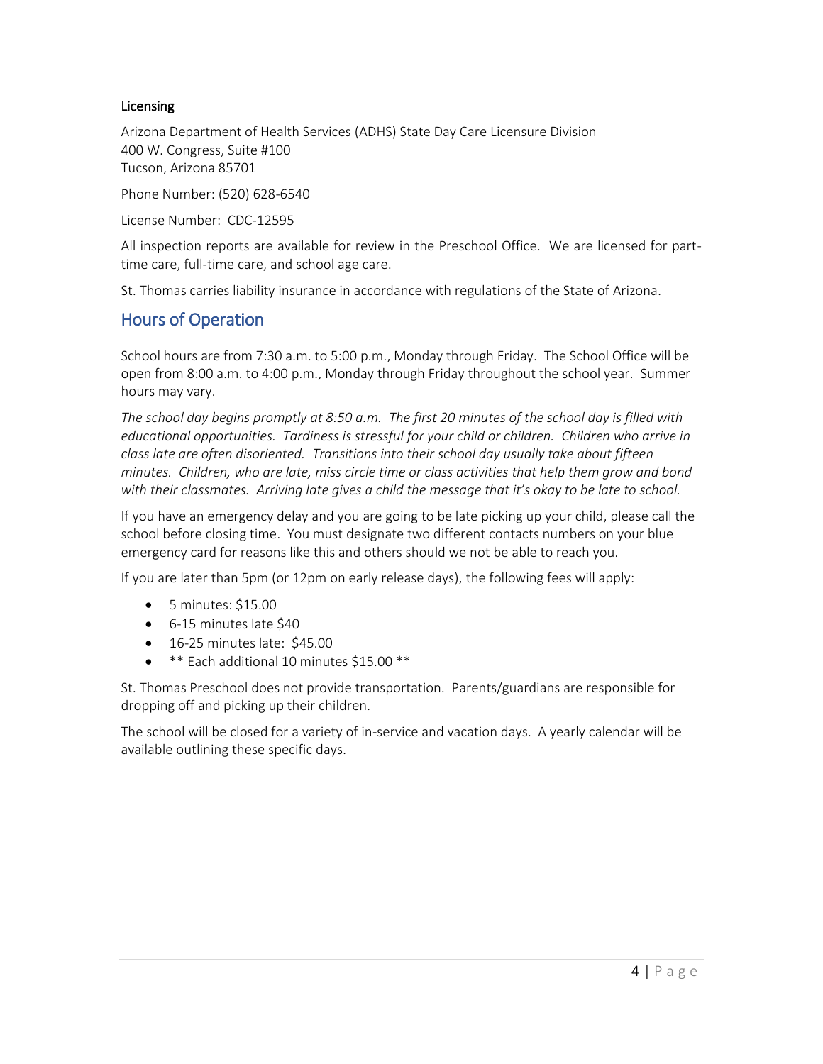### Licensing

Arizona Department of Health Services (ADHS) State Day Care Licensure Division
400 W. Congress, Suite #100
Tucson, Arizona 85701

Phone Number: (520) 628-6540

License Number: CDC-12595

All inspection reports are available for review in the Preschool Office. We are licensed for part-time care, full-time care, and school age care.

St. Thomas carries liability insurance in accordance with regulations of the State of Arizona.

## Hours of Operation

School hours are from 7:30 a.m. to 5:00 p.m., Monday through Friday. The School Office will be open from 8:00 a.m. to 4:00 p.m., Monday through Friday throughout the school year. Summer hours may vary.

*The school day begins promptly at 8:50 a.m. The first 20 minutes of the school day is filled with educational opportunities. Tardiness is stressful for your child or children. Children who arrive in class late are often disoriented. Transitions into their school day usually take about fifteen minutes. Children, who are late, miss circle time or class activities that help them grow and bond with their classmates. Arriving late gives a child the message that it's okay to be late to school.*

If you have an emergency delay and you are going to be late picking up your child, please call the school before closing time. You must designate two different contacts numbers on your blue emergency card for reasons like this and others should we not be able to reach you.

If you are later than 5pm (or 12pm on early release days), the following fees will apply:

- 5 minutes: $15.00
- 6-15 minutes late $40
- 16-25 minutes late: $45.00
- ** Each additional 10 minutes $15.00 **

St. Thomas Preschool does not provide transportation. Parents/guardians are responsible for dropping off and picking up their children.

The school will be closed for a variety of in-service and vacation days. A yearly calendar will be available outlining these specific days.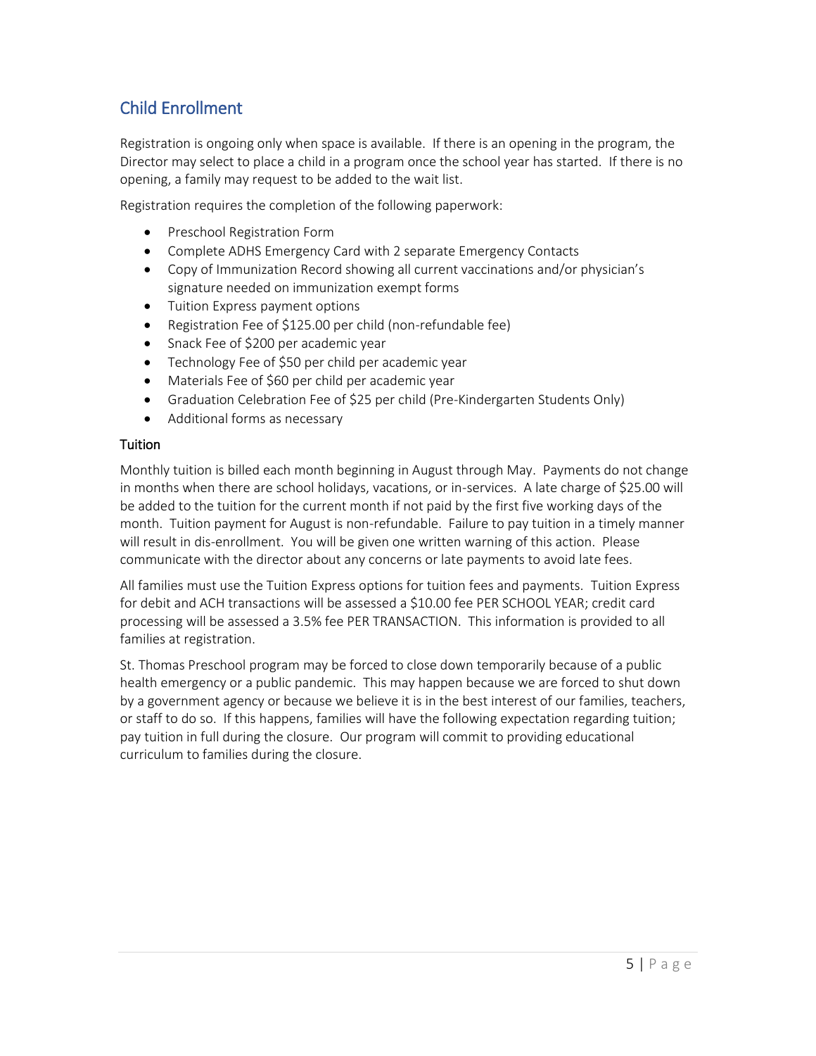## Child Enrollment

Registration is ongoing only when space is available. If there is an opening in the program, the Director may select to place a child in a program once the school year has started. If there is no opening, a family may request to be added to the wait list.

Registration requires the completion of the following paperwork:

- Preschool Registration Form
- Complete ADHS Emergency Card with 2 separate Emergency Contacts
- Copy of Immunization Record showing all current vaccinations and/or physician's signature needed on immunization exempt forms
- Tuition Express payment options
- Registration Fee of $125.00 per child (non-refundable fee)
- Snack Fee of $200 per academic year
- Technology Fee of $50 per child per academic year
- Materials Fee of $60 per child per academic year
- Graduation Celebration Fee of $25 per child (Pre-Kindergarten Students Only)
- Additional forms as necessary

### Tuition

Monthly tuition is billed each month beginning in August through May. Payments do not change in months when there are school holidays, vacations, or in-services. A late charge of $25.00 will be added to the tuition for the current month if not paid by the first five working days of the month. Tuition payment for August is non-refundable. Failure to pay tuition in a timely manner will result in dis-enrollment. You will be given one written warning of this action. Please communicate with the director about any concerns or late payments to avoid late fees.

All families must use the Tuition Express options for tuition fees and payments. Tuition Express for debit and ACH transactions will be assessed a $10.00 fee PER SCHOOL YEAR; credit card processing will be assessed a 3.5% fee PER TRANSACTION. This information is provided to all families at registration.

St. Thomas Preschool program may be forced to close down temporarily because of a public health emergency or a public pandemic. This may happen because we are forced to shut down by a government agency or because we believe it is in the best interest of our families, teachers, or staff to do so. If this happens, families will have the following expectation regarding tuition; pay tuition in full during the closure. Our program will commit to providing educational curriculum to families during the closure.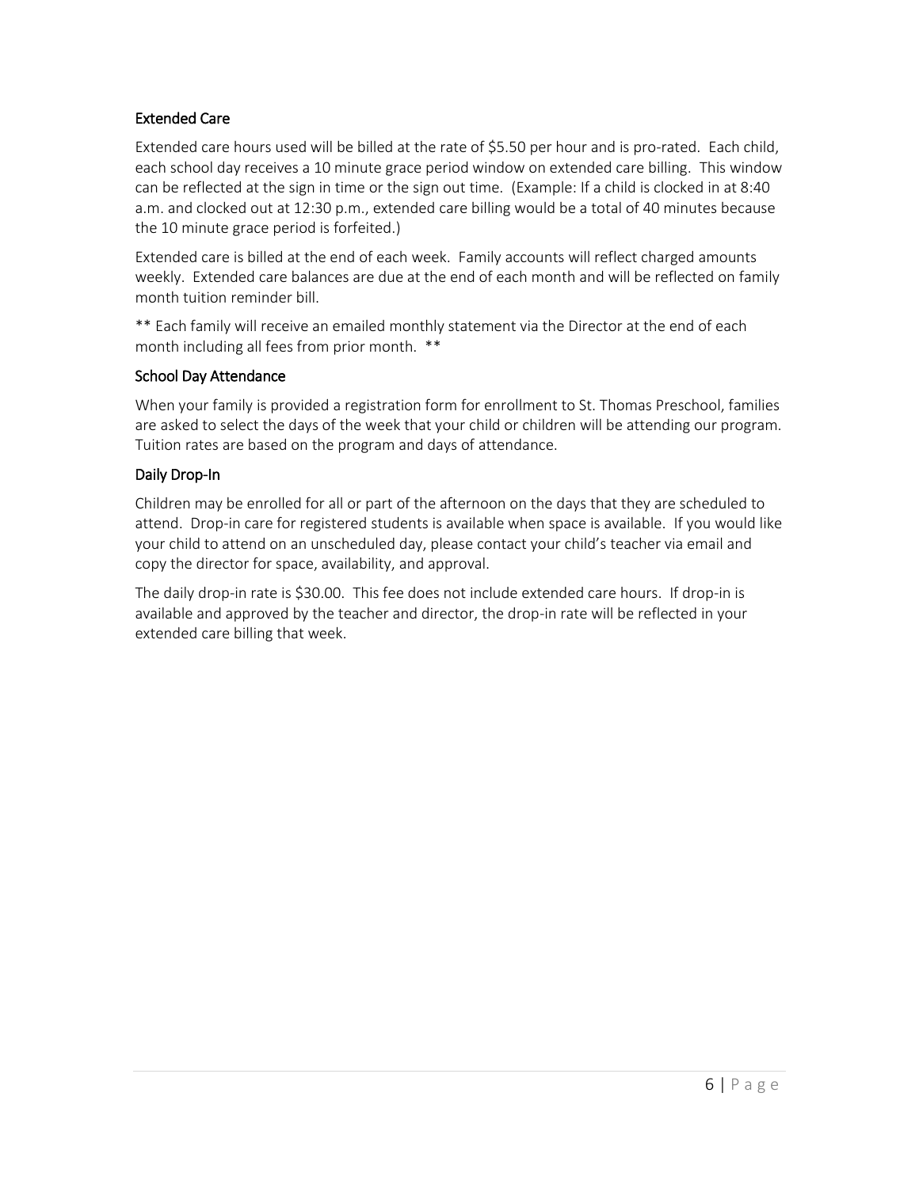### Extended Care

Extended care hours used will be billed at the rate of $5.50 per hour and is pro-rated. Each child, each school day receives a 10 minute grace period window on extended care billing. This window can be reflected at the sign in time or the sign out time. (Example: If a child is clocked in at 8:40 a.m. and clocked out at 12:30 p.m., extended care billing would be a total of 40 minutes because the 10 minute grace period is forfeited.)

Extended care is billed at the end of each week. Family accounts will reflect charged amounts weekly. Extended care balances are due at the end of each month and will be reflected on family month tuition reminder bill.

** Each family will receive an emailed monthly statement via the Director at the end of each month including all fees from prior month. **

### School Day Attendance

When your family is provided a registration form for enrollment to St. Thomas Preschool, families are asked to select the days of the week that your child or children will be attending our program. Tuition rates are based on the program and days of attendance.

### Daily Drop-In

Children may be enrolled for all or part of the afternoon on the days that they are scheduled to attend. Drop-in care for registered students is available when space is available. If you would like your child to attend on an unscheduled day, please contact your child's teacher via email and copy the director for space, availability, and approval.

The daily drop-in rate is $30.00. This fee does not include extended care hours. If drop-in is available and approved by the teacher and director, the drop-in rate will be reflected in your extended care billing that week.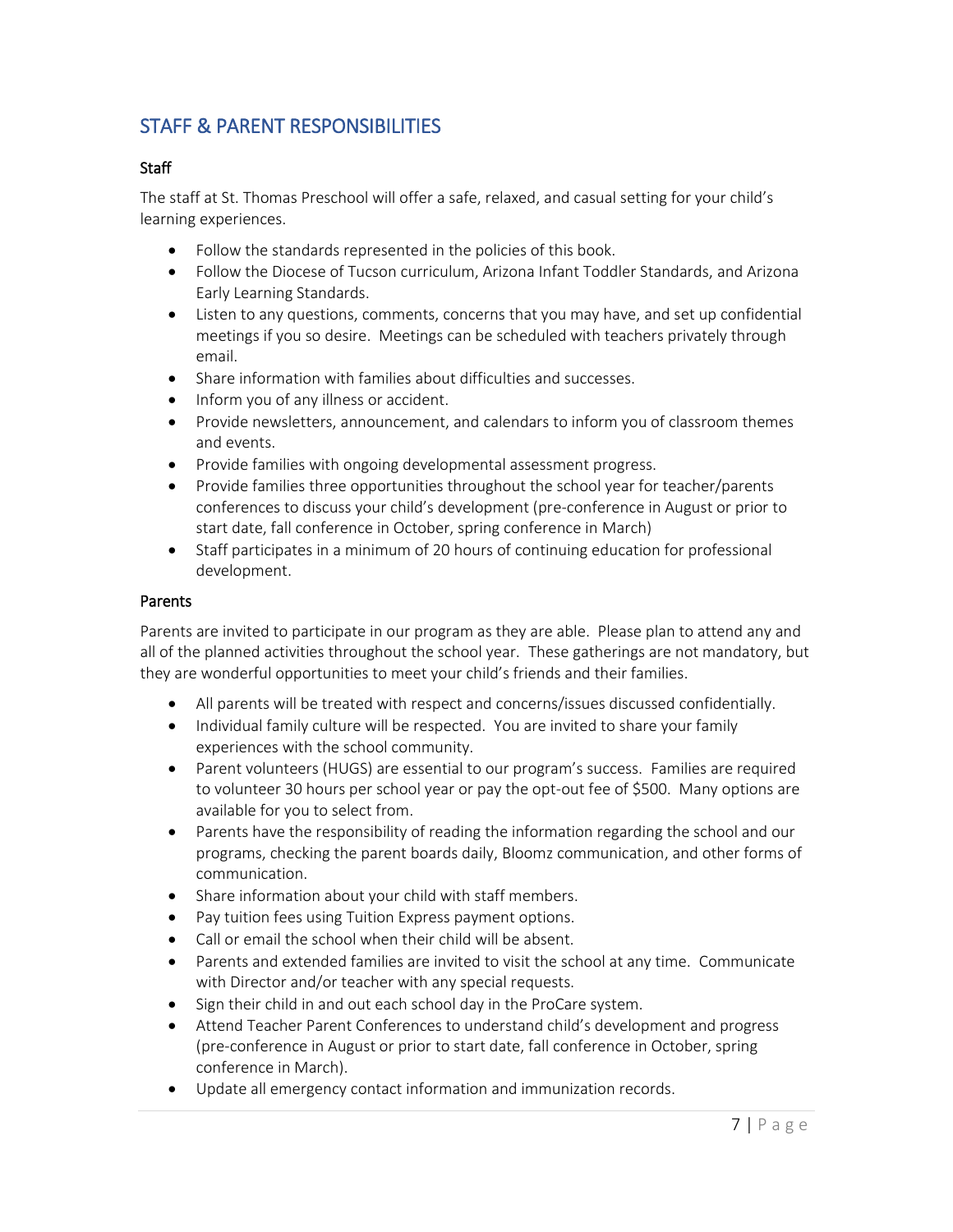## STAFF & PARENT RESPONSIBILITIES

### Staff

The staff at St. Thomas Preschool will offer a safe, relaxed, and casual setting for your child's learning experiences.

- Follow the standards represented in the policies of this book.
- Follow the Diocese of Tucson curriculum, Arizona Infant Toddler Standards, and Arizona Early Learning Standards.
- Listen to any questions, comments, concerns that you may have, and set up confidential meetings if you so desire. Meetings can be scheduled with teachers privately through email.
- Share information with families about difficulties and successes.
- Inform you of any illness or accident.
- Provide newsletters, announcement, and calendars to inform you of classroom themes and events.
- Provide families with ongoing developmental assessment progress.
- Provide families three opportunities throughout the school year for teacher/parents conferences to discuss your child's development (pre-conference in August or prior to start date, fall conference in October, spring conference in March)
- Staff participates in a minimum of 20 hours of continuing education for professional development.

### Parents

Parents are invited to participate in our program as they are able. Please plan to attend any and all of the planned activities throughout the school year. These gatherings are not mandatory, but they are wonderful opportunities to meet your child's friends and their families.

- All parents will be treated with respect and concerns/issues discussed confidentially.
- Individual family culture will be respected. You are invited to share your family experiences with the school community.
- Parent volunteers (HUGS) are essential to our program's success. Families are required to volunteer 30 hours per school year or pay the opt-out fee of $500. Many options are available for you to select from.
- Parents have the responsibility of reading the information regarding the school and our programs, checking the parent boards daily, Bloomz communication, and other forms of communication.
- Share information about your child with staff members.
- Pay tuition fees using Tuition Express payment options.
- Call or email the school when their child will be absent.
- Parents and extended families are invited to visit the school at any time. Communicate with Director and/or teacher with any special requests.
- Sign their child in and out each school day in the ProCare system.
- Attend Teacher Parent Conferences to understand child's development and progress (pre-conference in August or prior to start date, fall conference in October, spring conference in March).
- Update all emergency contact information and immunization records.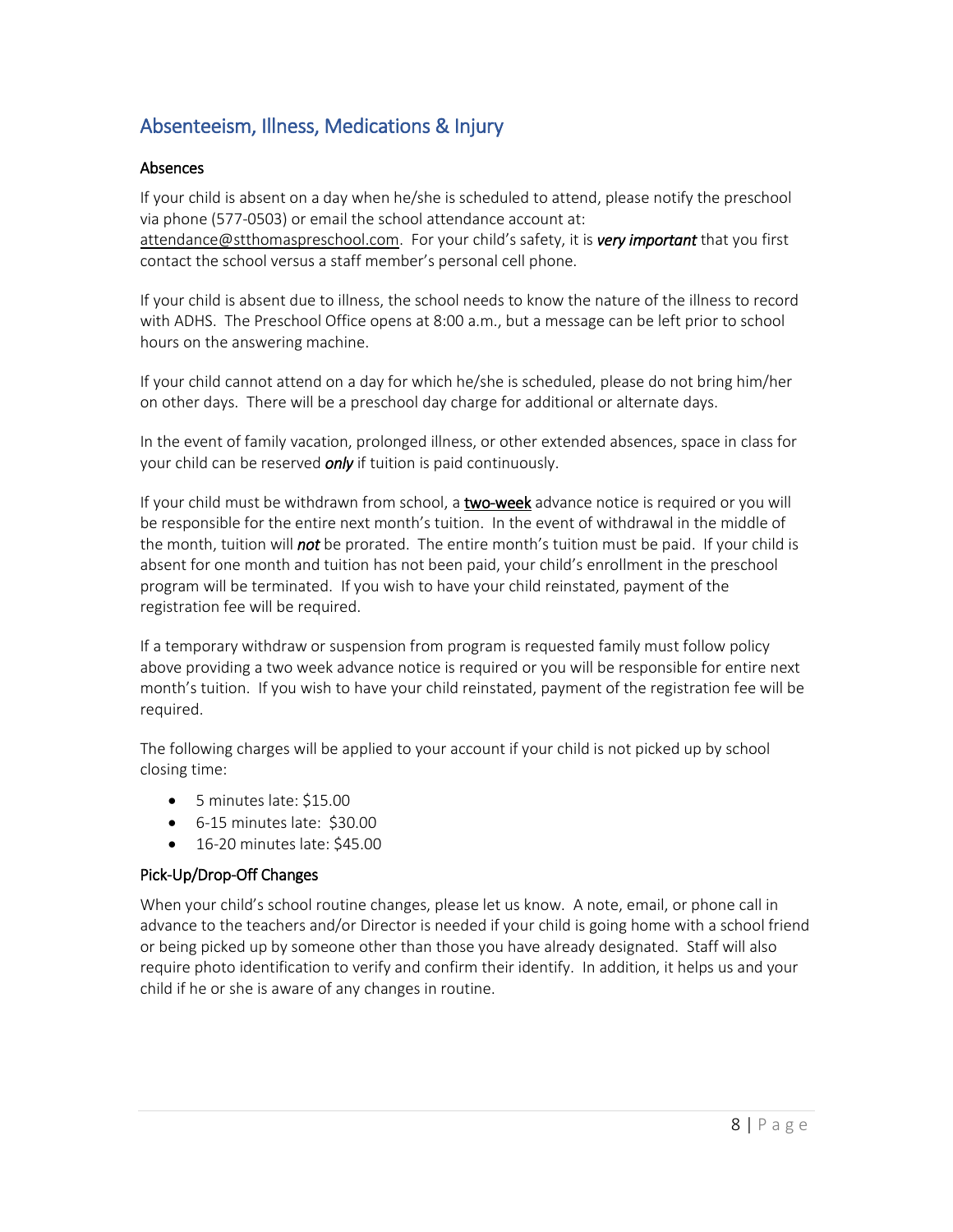## Absenteeism, Illness, Medications & Injury

### Absences

If your child is absent on a day when he/she is scheduled to attend, please notify the preschool via phone (577-0503) or email the school attendance account at: attendance@stthomaspreschool.com. For your child's safety, it is ***very important*** that you first contact the school versus a staff member's personal cell phone.

If your child is absent due to illness, the school needs to know the nature of the illness to record with ADHS. The Preschool Office opens at 8:00 a.m., but a message can be left prior to school hours on the answering machine.

If your child cannot attend on a day for which he/she is scheduled, please do not bring him/her on other days. There will be a preschool day charge for additional or alternate days.

In the event of family vacation, prolonged illness, or other extended absences, space in class for your child can be reserved ***only*** if tuition is paid continuously.

If your child must be withdrawn from school, a **two-week** advance notice is required or you will be responsible for the entire next month's tuition. In the event of withdrawal in the middle of the month, tuition will ***not*** be prorated. The entire month's tuition must be paid. If your child is absent for one month and tuition has not been paid, your child's enrollment in the preschool program will be terminated. If you wish to have your child reinstated, payment of the registration fee will be required.

If a temporary withdraw or suspension from program is requested family must follow policy above providing a two week advance notice is required or you will be responsible for entire next month's tuition. If you wish to have your child reinstated, payment of the registration fee will be required.

The following charges will be applied to your account if your child is not picked up by school closing time:

- 5 minutes late: $15.00
- 6-15 minutes late: $30.00
- 16-20 minutes late: $45.00

### Pick-Up/Drop-Off Changes

When your child's school routine changes, please let us know. A note, email, or phone call in advance to the teachers and/or Director is needed if your child is going home with a school friend or being picked up by someone other than those you have already designated. Staff will also require photo identification to verify and confirm their identify. In addition, it helps us and your child if he or she is aware of any changes in routine.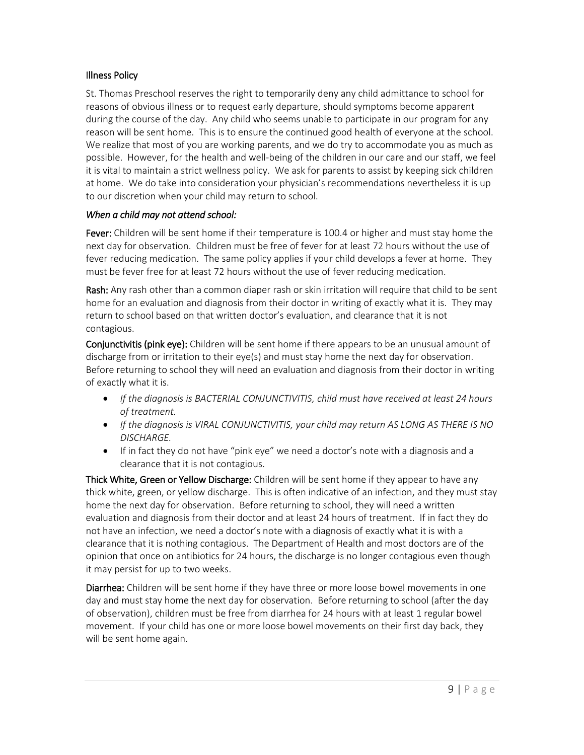## Illness Policy

St. Thomas Preschool reserves the right to temporarily deny any child admittance to school for reasons of obvious illness or to request early departure, should symptoms become apparent during the course of the day. Any child who seems unable to participate in our program for any reason will be sent home. This is to ensure the continued good health of everyone at the school. We realize that most of you are working parents, and we do try to accommodate you as much as possible. However, for the health and well-being of the children in our care and our staff, we feel it is vital to maintain a strict wellness policy. We ask for parents to assist by keeping sick children at home. We do take into consideration your physician's recommendations nevertheless it is up to our discretion when your child may return to school.

### *When a child may not attend school:*

**Fever:** Children will be sent home if their temperature is 100.4 or higher and must stay home the next day for observation. Children must be free of fever for at least 72 hours without the use of fever reducing medication. The same policy applies if your child develops a fever at home. They must be fever free for at least 72 hours without the use of fever reducing medication.

**Rash:** Any rash other than a common diaper rash or skin irritation will require that child to be sent home for an evaluation and diagnosis from their doctor in writing of exactly what it is. They may return to school based on that written doctor's evaluation, and clearance that it is not contagious.

**Conjunctivitis (pink eye):** Children will be sent home if there appears to be an unusual amount of discharge from or irritation to their eye(s) and must stay home the next day for observation. Before returning to school they will need an evaluation and diagnosis from their doctor in writing of exactly what it is.

- *If the diagnosis is BACTERIAL CONJUNCTIVITIS, child must have received at least 24 hours of treatment.*
- *If the diagnosis is VIRAL CONJUNCTIVITIS, your child may return AS LONG AS THERE IS NO DISCHARGE.*
- If in fact they do not have "pink eye" we need a doctor's note with a diagnosis and a clearance that it is not contagious.

**Thick White, Green or Yellow Discharge:** Children will be sent home if they appear to have any thick white, green, or yellow discharge. This is often indicative of an infection, and they must stay home the next day for observation. Before returning to school, they will need a written evaluation and diagnosis from their doctor and at least 24 hours of treatment. If in fact they do not have an infection, we need a doctor's note with a diagnosis of exactly what it is with a clearance that it is nothing contagious. The Department of Health and most doctors are of the opinion that once on antibiotics for 24 hours, the discharge is no longer contagious even though it may persist for up to two weeks.

**Diarrhea:** Children will be sent home if they have three or more loose bowel movements in one day and must stay home the next day for observation. Before returning to school (after the day of observation), children must be free from diarrhea for 24 hours with at least 1 regular bowel movement. If your child has one or more loose bowel movements on their first day back, they will be sent home again.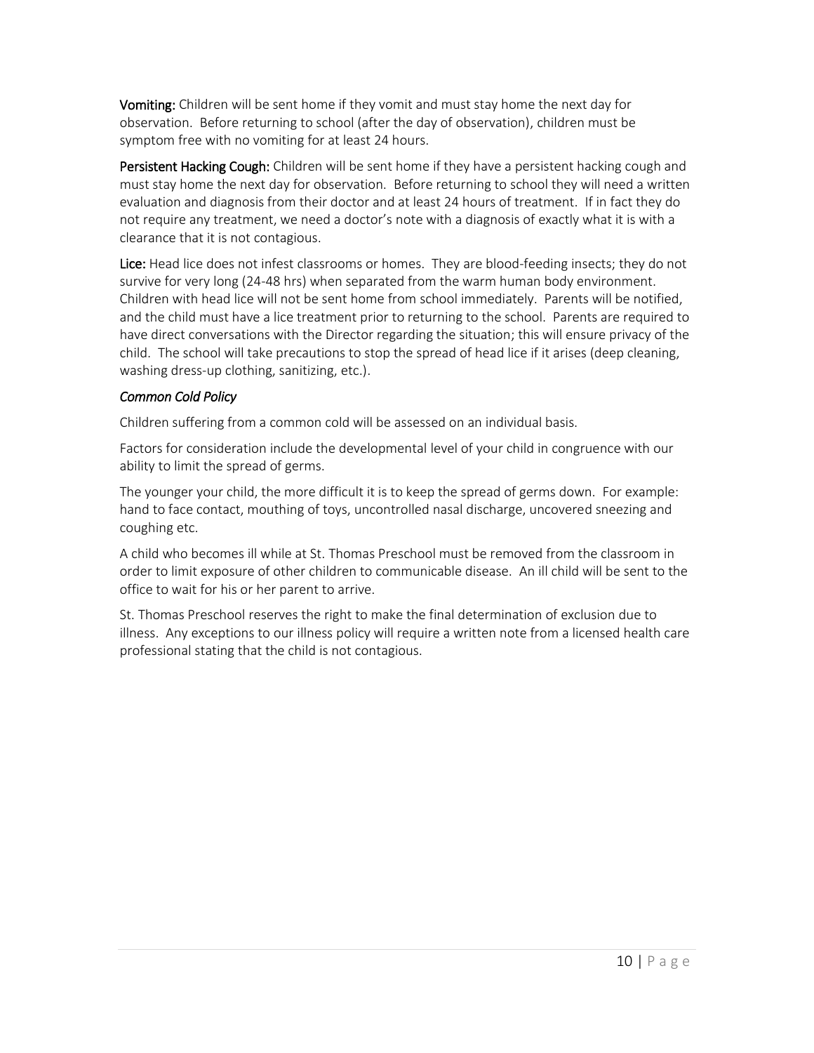**Vomiting:** Children will be sent home if they vomit and must stay home the next day for observation. Before returning to school (after the day of observation), children must be symptom free with no vomiting for at least 24 hours.

**Persistent Hacking Cough:** Children will be sent home if they have a persistent hacking cough and must stay home the next day for observation. Before returning to school they will need a written evaluation and diagnosis from their doctor and at least 24 hours of treatment. If in fact they do not require any treatment, we need a doctor's note with a diagnosis of exactly what it is with a clearance that it is not contagious.

**Lice:** Head lice does not infest classrooms or homes. They are blood-feeding insects; they do not survive for very long (24-48 hrs) when separated from the warm human body environment. Children with head lice will not be sent home from school immediately. Parents will be notified, and the child must have a lice treatment prior to returning to the school. Parents are required to have direct conversations with the Director regarding the situation; this will ensure privacy of the child. The school will take precautions to stop the spread of head lice if it arises (deep cleaning, washing dress-up clothing, sanitizing, etc.).

*Common Cold Policy*

Children suffering from a common cold will be assessed on an individual basis.

Factors for consideration include the developmental level of your child in congruence with our ability to limit the spread of germs.

The younger your child, the more difficult it is to keep the spread of germs down. For example: hand to face contact, mouthing of toys, uncontrolled nasal discharge, uncovered sneezing and coughing etc.

A child who becomes ill while at St. Thomas Preschool must be removed from the classroom in order to limit exposure of other children to communicable disease. An ill child will be sent to the office to wait for his or her parent to arrive.

St. Thomas Preschool reserves the right to make the final determination of exclusion due to illness. Any exceptions to our illness policy will require a written note from a licensed health care professional stating that the child is not contagious.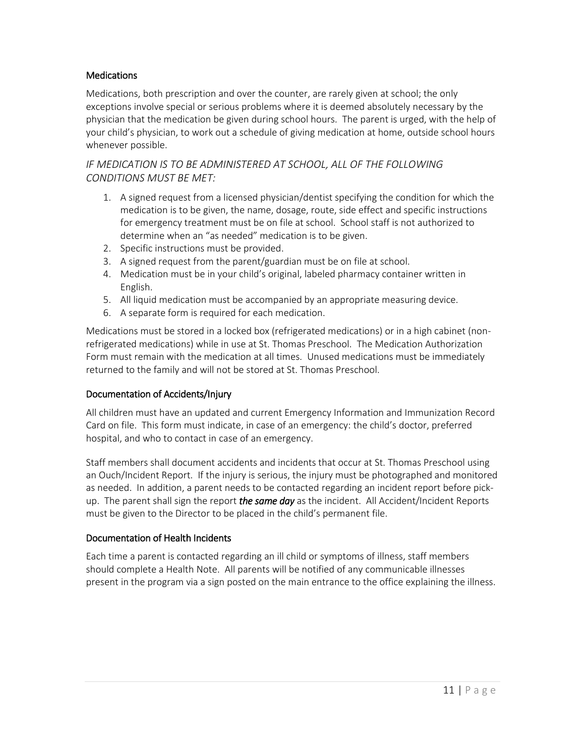### Medications

Medications, both prescription and over the counter, are rarely given at school; the only exceptions involve special or serious problems where it is deemed absolutely necessary by the physician that the medication be given during school hours. The parent is urged, with the help of your child's physician, to work out a schedule of giving medication at home, outside school hours whenever possible.

*IF MEDICATION IS TO BE ADMINISTERED AT SCHOOL, ALL OF THE FOLLOWING CONDITIONS MUST BE MET:*

1. A signed request from a licensed physician/dentist specifying the condition for which the medication is to be given, the name, dosage, route, side effect and specific instructions for emergency treatment must be on file at school. School staff is not authorized to determine when an "as needed" medication is to be given.
2. Specific instructions must be provided.
3. A signed request from the parent/guardian must be on file at school.
4. Medication must be in your child's original, labeled pharmacy container written in English.
5. All liquid medication must be accompanied by an appropriate measuring device.
6. A separate form is required for each medication.

Medications must be stored in a locked box (refrigerated medications) or in a high cabinet (non-refrigerated medications) while in use at St. Thomas Preschool. The Medication Authorization Form must remain with the medication at all times. Unused medications must be immediately returned to the family and will not be stored at St. Thomas Preschool.

### Documentation of Accidents/Injury

All children must have an updated and current Emergency Information and Immunization Record Card on file. This form must indicate, in case of an emergency: the child's doctor, preferred hospital, and who to contact in case of an emergency.

Staff members shall document accidents and incidents that occur at St. Thomas Preschool using an Ouch/Incident Report. If the injury is serious, the injury must be photographed and monitored as needed. In addition, a parent needs to be contacted regarding an incident report before pick-up. The parent shall sign the report ***the same day*** as the incident. All Accident/Incident Reports must be given to the Director to be placed in the child's permanent file.

### Documentation of Health Incidents

Each time a parent is contacted regarding an ill child or symptoms of illness, staff members should complete a Health Note. All parents will be notified of any communicable illnesses present in the program via a sign posted on the main entrance to the office explaining the illness.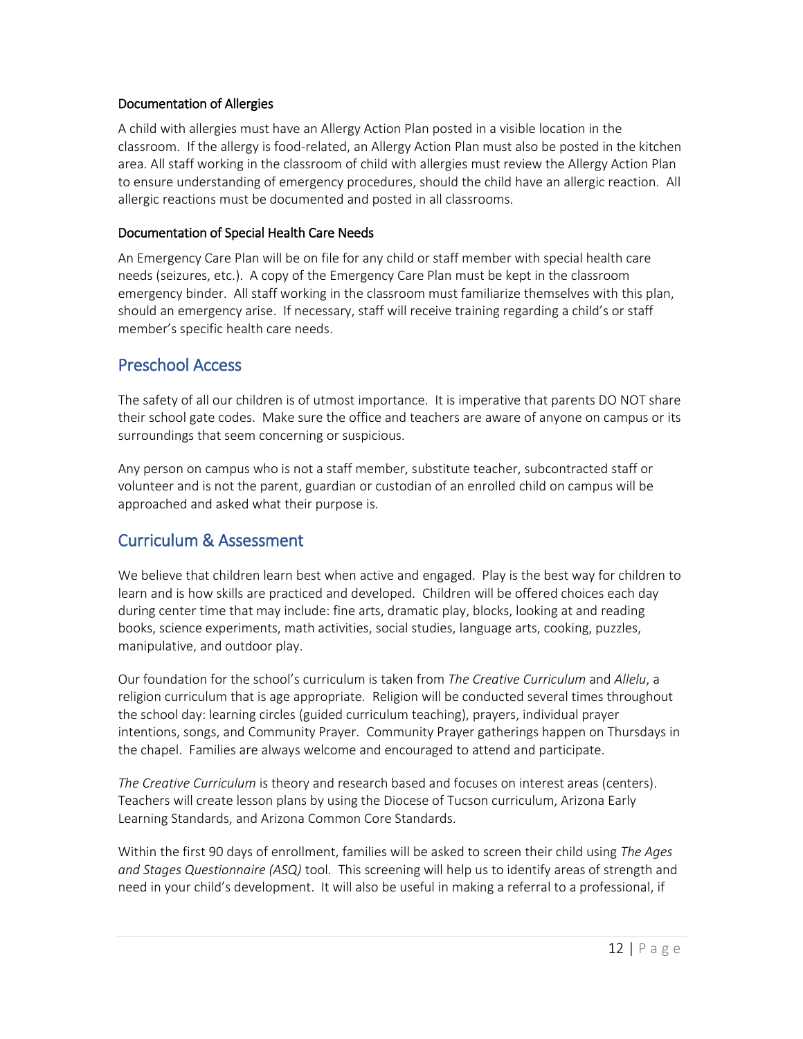### Documentation of Allergies

A child with allergies must have an Allergy Action Plan posted in a visible location in the classroom. If the allergy is food-related, an Allergy Action Plan must also be posted in the kitchen area. All staff working in the classroom of child with allergies must review the Allergy Action Plan to ensure understanding of emergency procedures, should the child have an allergic reaction. All allergic reactions must be documented and posted in all classrooms.

### Documentation of Special Health Care Needs

An Emergency Care Plan will be on file for any child or staff member with special health care needs (seizures, etc.). A copy of the Emergency Care Plan must be kept in the classroom emergency binder. All staff working in the classroom must familiarize themselves with this plan, should an emergency arise. If necessary, staff will receive training regarding a child's or staff member's specific health care needs.

## Preschool Access

The safety of all our children is of utmost importance. It is imperative that parents DO NOT share their school gate codes. Make sure the office and teachers are aware of anyone on campus or its surroundings that seem concerning or suspicious.

Any person on campus who is not a staff member, substitute teacher, subcontracted staff or volunteer and is not the parent, guardian or custodian of an enrolled child on campus will be approached and asked what their purpose is.

## Curriculum & Assessment

We believe that children learn best when active and engaged. Play is the best way for children to learn and is how skills are practiced and developed. Children will be offered choices each day during center time that may include: fine arts, dramatic play, blocks, looking at and reading books, science experiments, math activities, social studies, language arts, cooking, puzzles, manipulative, and outdoor play.

Our foundation for the school's curriculum is taken from *The Creative Curriculum* and *Allelu*, a religion curriculum that is age appropriate. Religion will be conducted several times throughout the school day: learning circles (guided curriculum teaching), prayers, individual prayer intentions, songs, and Community Prayer. Community Prayer gatherings happen on Thursdays in the chapel. Families are always welcome and encouraged to attend and participate.

*The Creative Curriculum* is theory and research based and focuses on interest areas (centers). Teachers will create lesson plans by using the Diocese of Tucson curriculum, Arizona Early Learning Standards, and Arizona Common Core Standards.

Within the first 90 days of enrollment, families will be asked to screen their child using *The Ages and Stages Questionnaire (ASQ)* tool. This screening will help us to identify areas of strength and need in your child's development. It will also be useful in making a referral to a professional, if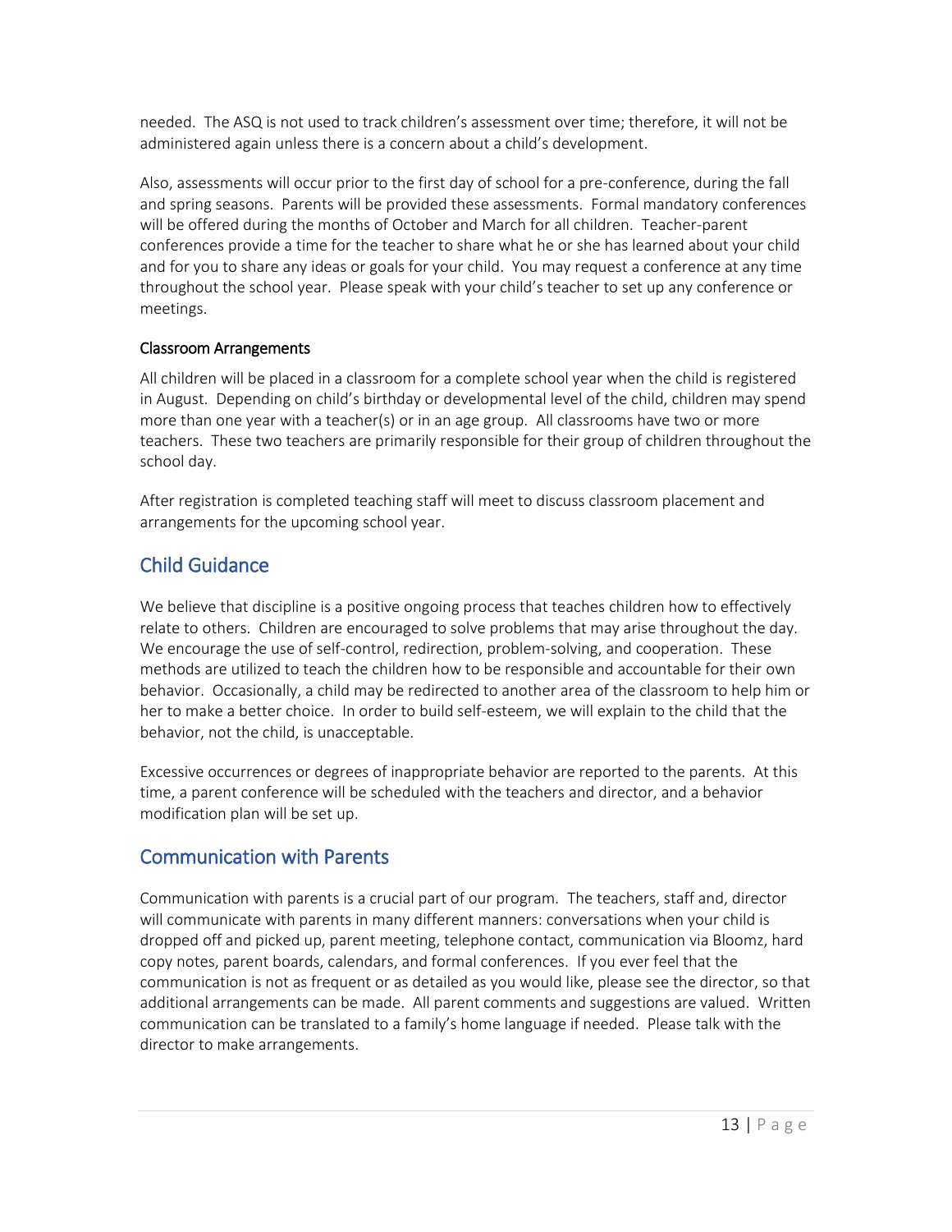needed. The ASQ is not used to track children's assessment over time; therefore, it will not be administered again unless there is a concern about a child's development.

Also, assessments will occur prior to the first day of school for a pre-conference, during the fall and spring seasons. Parents will be provided these assessments. Formal mandatory conferences will be offered during the months of October and March for all children. Teacher-parent conferences provide a time for the teacher to share what he or she has learned about your child and for you to share any ideas or goals for your child. You may request a conference at any time throughout the school year. Please speak with your child's teacher to set up any conference or meetings.

### Classroom Arrangements

All children will be placed in a classroom for a complete school year when the child is registered in August. Depending on child's birthday or developmental level of the child, children may spend more than one year with a teacher(s) or in an age group. All classrooms have two or more teachers. These two teachers are primarily responsible for their group of children throughout the school day.

After registration is completed teaching staff will meet to discuss classroom placement and arrangements for the upcoming school year.

## Child Guidance

We believe that discipline is a positive ongoing process that teaches children how to effectively relate to others. Children are encouraged to solve problems that may arise throughout the day. We encourage the use of self-control, redirection, problem-solving, and cooperation. These methods are utilized to teach the children how to be responsible and accountable for their own behavior. Occasionally, a child may be redirected to another area of the classroom to help him or her to make a better choice. In order to build self-esteem, we will explain to the child that the behavior, not the child, is unacceptable.

Excessive occurrences or degrees of inappropriate behavior are reported to the parents. At this time, a parent conference will be scheduled with the teachers and director, and a behavior modification plan will be set up.

## Communication with Parents

Communication with parents is a crucial part of our program. The teachers, staff and, director will communicate with parents in many different manners: conversations when your child is dropped off and picked up, parent meeting, telephone contact, communication via Bloomz, hard copy notes, parent boards, calendars, and formal conferences. If you ever feel that the communication is not as frequent or as detailed as you would like, please see the director, so that additional arrangements can be made. All parent comments and suggestions are valued. Written communication can be translated to a family's home language if needed. Please talk with the director to make arrangements.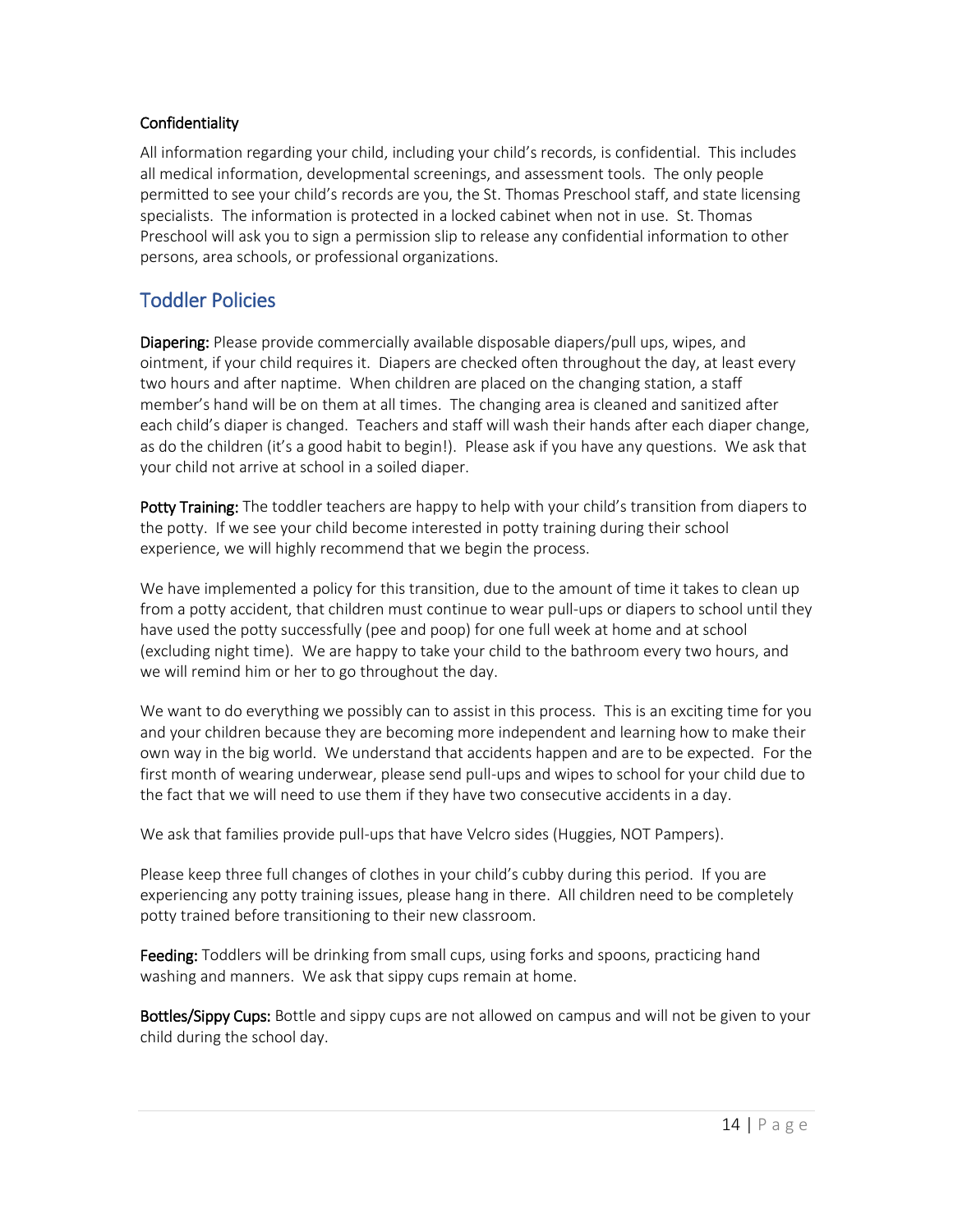### Confidentiality

All information regarding your child, including your child's records, is confidential. This includes all medical information, developmental screenings, and assessment tools. The only people permitted to see your child's records are you, the St. Thomas Preschool staff, and state licensing specialists. The information is protected in a locked cabinet when not in use. St. Thomas Preschool will ask you to sign a permission slip to release any confidential information to other persons, area schools, or professional organizations.

## Toddler Policies

**Diapering:** Please provide commercially available disposable diapers/pull ups, wipes, and ointment, if your child requires it. Diapers are checked often throughout the day, at least every two hours and after naptime. When children are placed on the changing station, a staff member's hand will be on them at all times. The changing area is cleaned and sanitized after each child's diaper is changed. Teachers and staff will wash their hands after each diaper change, as do the children (it's a good habit to begin!). Please ask if you have any questions. We ask that your child not arrive at school in a soiled diaper.

**Potty Training:** The toddler teachers are happy to help with your child's transition from diapers to the potty. If we see your child become interested in potty training during their school experience, we will highly recommend that we begin the process.

We have implemented a policy for this transition, due to the amount of time it takes to clean up from a potty accident, that children must continue to wear pull-ups or diapers to school until they have used the potty successfully (pee and poop) for one full week at home and at school (excluding night time). We are happy to take your child to the bathroom every two hours, and we will remind him or her to go throughout the day.

We want to do everything we possibly can to assist in this process. This is an exciting time for you and your children because they are becoming more independent and learning how to make their own way in the big world. We understand that accidents happen and are to be expected. For the first month of wearing underwear, please send pull-ups and wipes to school for your child due to the fact that we will need to use them if they have two consecutive accidents in a day.

We ask that families provide pull-ups that have Velcro sides (Huggies, NOT Pampers).

Please keep three full changes of clothes in your child's cubby during this period. If you are experiencing any potty training issues, please hang in there. All children need to be completely potty trained before transitioning to their new classroom.

**Feeding:** Toddlers will be drinking from small cups, using forks and spoons, practicing hand washing and manners. We ask that sippy cups remain at home.

**Bottles/Sippy Cups:** Bottle and sippy cups are not allowed on campus and will not be given to your child during the school day.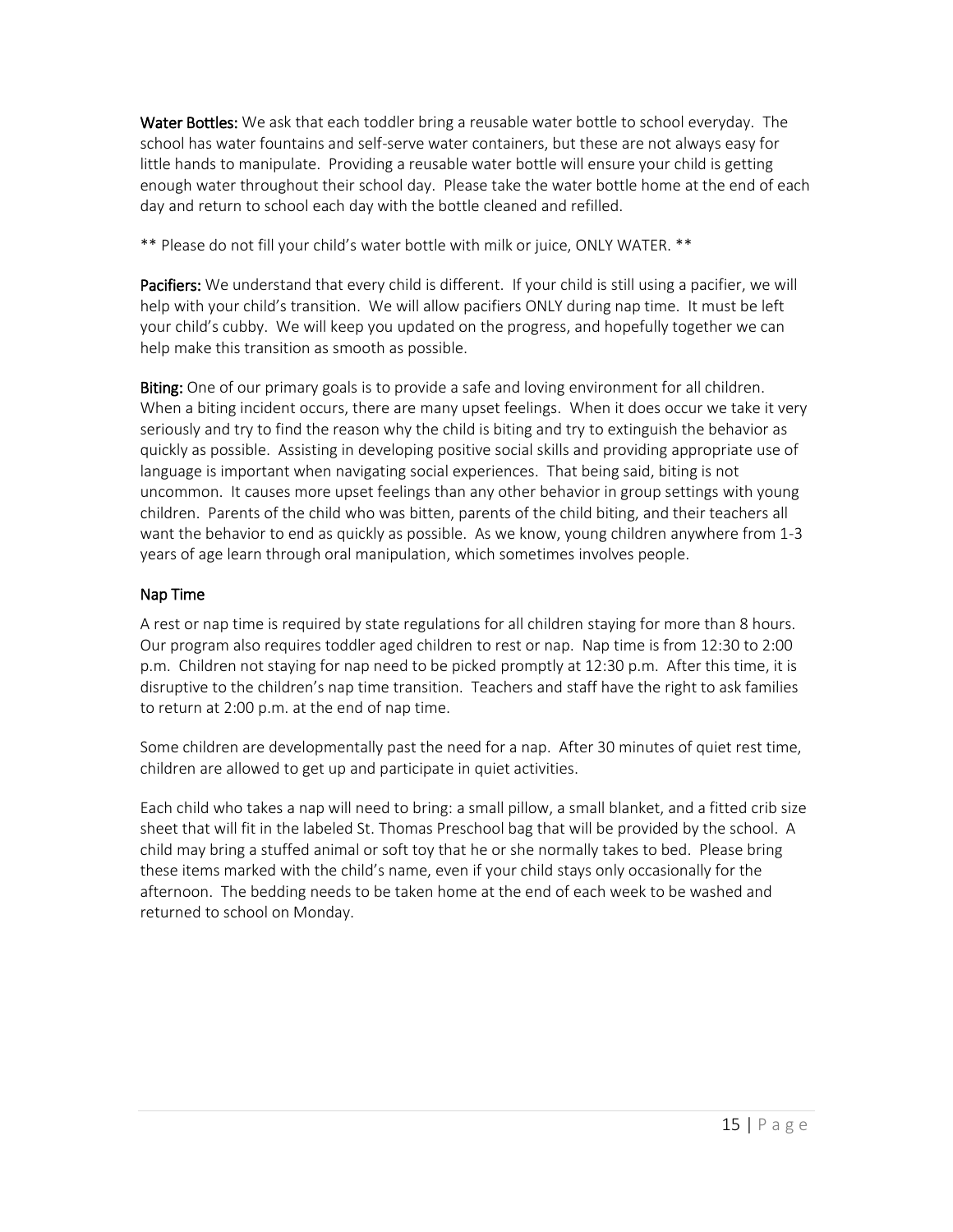**Water Bottles:** We ask that each toddler bring a reusable water bottle to school everyday. The school has water fountains and self-serve water containers, but these are not always easy for little hands to manipulate. Providing a reusable water bottle will ensure your child is getting enough water throughout their school day. Please take the water bottle home at the end of each day and return to school each day with the bottle cleaned and refilled.

** Please do not fill your child's water bottle with milk or juice, ONLY WATER. **

**Pacifiers:** We understand that every child is different. If your child is still using a pacifier, we will help with your child's transition. We will allow pacifiers ONLY during nap time. It must be left your child's cubby. We will keep you updated on the progress, and hopefully together we can help make this transition as smooth as possible.

**Biting:** One of our primary goals is to provide a safe and loving environment for all children. When a biting incident occurs, there are many upset feelings. When it does occur we take it very seriously and try to find the reason why the child is biting and try to extinguish the behavior as quickly as possible. Assisting in developing positive social skills and providing appropriate use of language is important when navigating social experiences. That being said, biting is not uncommon. It causes more upset feelings than any other behavior in group settings with young children. Parents of the child who was bitten, parents of the child biting, and their teachers all want the behavior to end as quickly as possible. As we know, young children anywhere from 1-3 years of age learn through oral manipulation, which sometimes involves people.

## Nap Time

A rest or nap time is required by state regulations for all children staying for more than 8 hours. Our program also requires toddler aged children to rest or nap. Nap time is from 12:30 to 2:00 p.m. Children not staying for nap need to be picked promptly at 12:30 p.m. After this time, it is disruptive to the children's nap time transition. Teachers and staff have the right to ask families to return at 2:00 p.m. at the end of nap time.

Some children are developmentally past the need for a nap. After 30 minutes of quiet rest time, children are allowed to get up and participate in quiet activities.

Each child who takes a nap will need to bring: a small pillow, a small blanket, and a fitted crib size sheet that will fit in the labeled St. Thomas Preschool bag that will be provided by the school. A child may bring a stuffed animal or soft toy that he or she normally takes to bed. Please bring these items marked with the child's name, even if your child stays only occasionally for the afternoon. The bedding needs to be taken home at the end of each week to be washed and returned to school on Monday.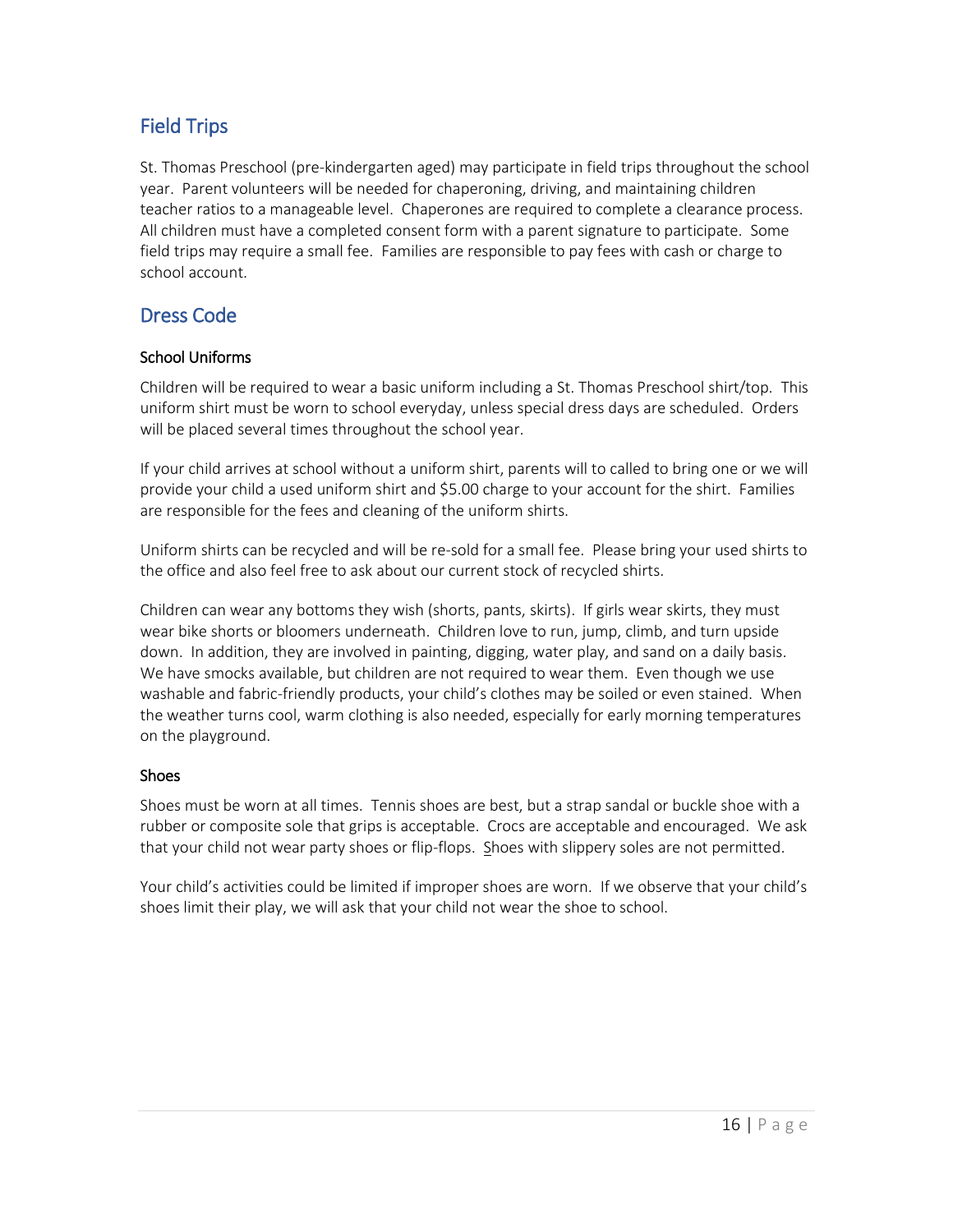## Field Trips

St. Thomas Preschool (pre-kindergarten aged) may participate in field trips throughout the school year. Parent volunteers will be needed for chaperoning, driving, and maintaining children teacher ratios to a manageable level. Chaperones are required to complete a clearance process. All children must have a completed consent form with a parent signature to participate. Some field trips may require a small fee. Families are responsible to pay fees with cash or charge to school account.

## Dress Code

### School Uniforms

Children will be required to wear a basic uniform including a St. Thomas Preschool shirt/top. This uniform shirt must be worn to school everyday, unless special dress days are scheduled. Orders will be placed several times throughout the school year.

If your child arrives at school without a uniform shirt, parents will to called to bring one or we will provide your child a used uniform shirt and $5.00 charge to your account for the shirt. Families are responsible for the fees and cleaning of the uniform shirts.

Uniform shirts can be recycled and will be re-sold for a small fee. Please bring your used shirts to the office and also feel free to ask about our current stock of recycled shirts.

Children can wear any bottoms they wish (shorts, pants, skirts). If girls wear skirts, they must wear bike shorts or bloomers underneath. Children love to run, jump, climb, and turn upside down. In addition, they are involved in painting, digging, water play, and sand on a daily basis. We have smocks available, but children are not required to wear them. Even though we use washable and fabric-friendly products, your child's clothes may be soiled or even stained. When the weather turns cool, warm clothing is also needed, especially for early morning temperatures on the playground.

### Shoes

Shoes must be worn at all times. Tennis shoes are best, but a strap sandal or buckle shoe with a rubber or composite sole that grips is acceptable. Crocs are acceptable and encouraged. We ask that your child not wear party shoes or flip-flops. Shoes with slippery soles are not permitted.

Your child's activities could be limited if improper shoes are worn. If we observe that your child's shoes limit their play, we will ask that your child not wear the shoe to school.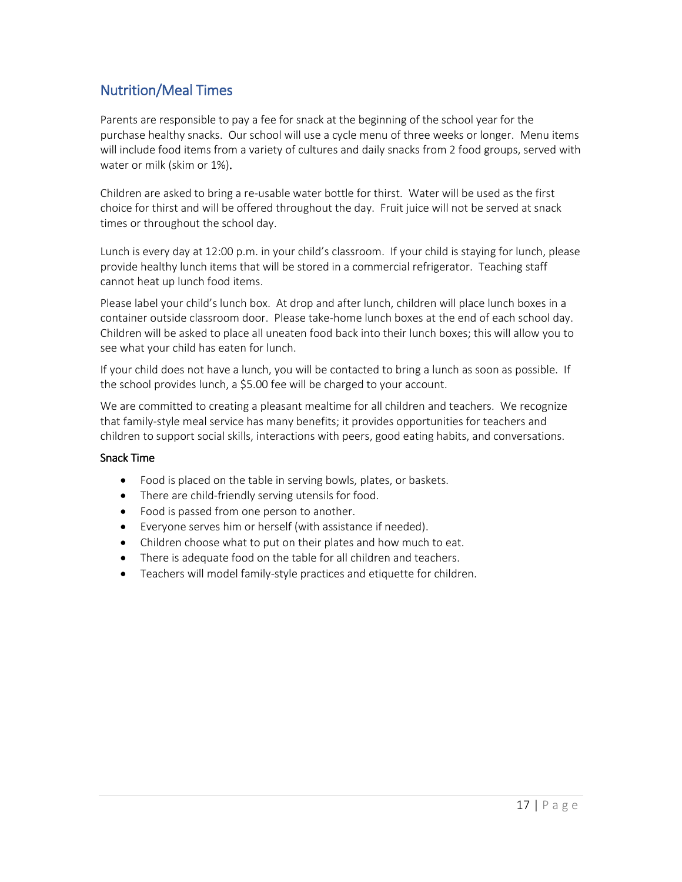## Nutrition/Meal Times

Parents are responsible to pay a fee for snack at the beginning of the school year for the purchase healthy snacks. Our school will use a cycle menu of three weeks or longer. Menu items will include food items from a variety of cultures and daily snacks from 2 food groups, served with water or milk (skim or 1%).

Children are asked to bring a re-usable water bottle for thirst. Water will be used as the first choice for thirst and will be offered throughout the day. Fruit juice will not be served at snack times or throughout the school day.

Lunch is every day at 12:00 p.m. in your child's classroom. If your child is staying for lunch, please provide healthy lunch items that will be stored in a commercial refrigerator. Teaching staff cannot heat up lunch food items.

Please label your child's lunch box. At drop and after lunch, children will place lunch boxes in a container outside classroom door. Please take-home lunch boxes at the end of each school day. Children will be asked to place all uneaten food back into their lunch boxes; this will allow you to see what your child has eaten for lunch.

If your child does not have a lunch, you will be contacted to bring a lunch as soon as possible. If the school provides lunch, a $5.00 fee will be charged to your account.

We are committed to creating a pleasant mealtime for all children and teachers. We recognize that family-style meal service has many benefits; it provides opportunities for teachers and children to support social skills, interactions with peers, good eating habits, and conversations.

### Snack Time

- Food is placed on the table in serving bowls, plates, or baskets.
- There are child-friendly serving utensils for food.
- Food is passed from one person to another.
- Everyone serves him or herself (with assistance if needed).
- Children choose what to put on their plates and how much to eat.
- There is adequate food on the table for all children and teachers.
- Teachers will model family-style practices and etiquette for children.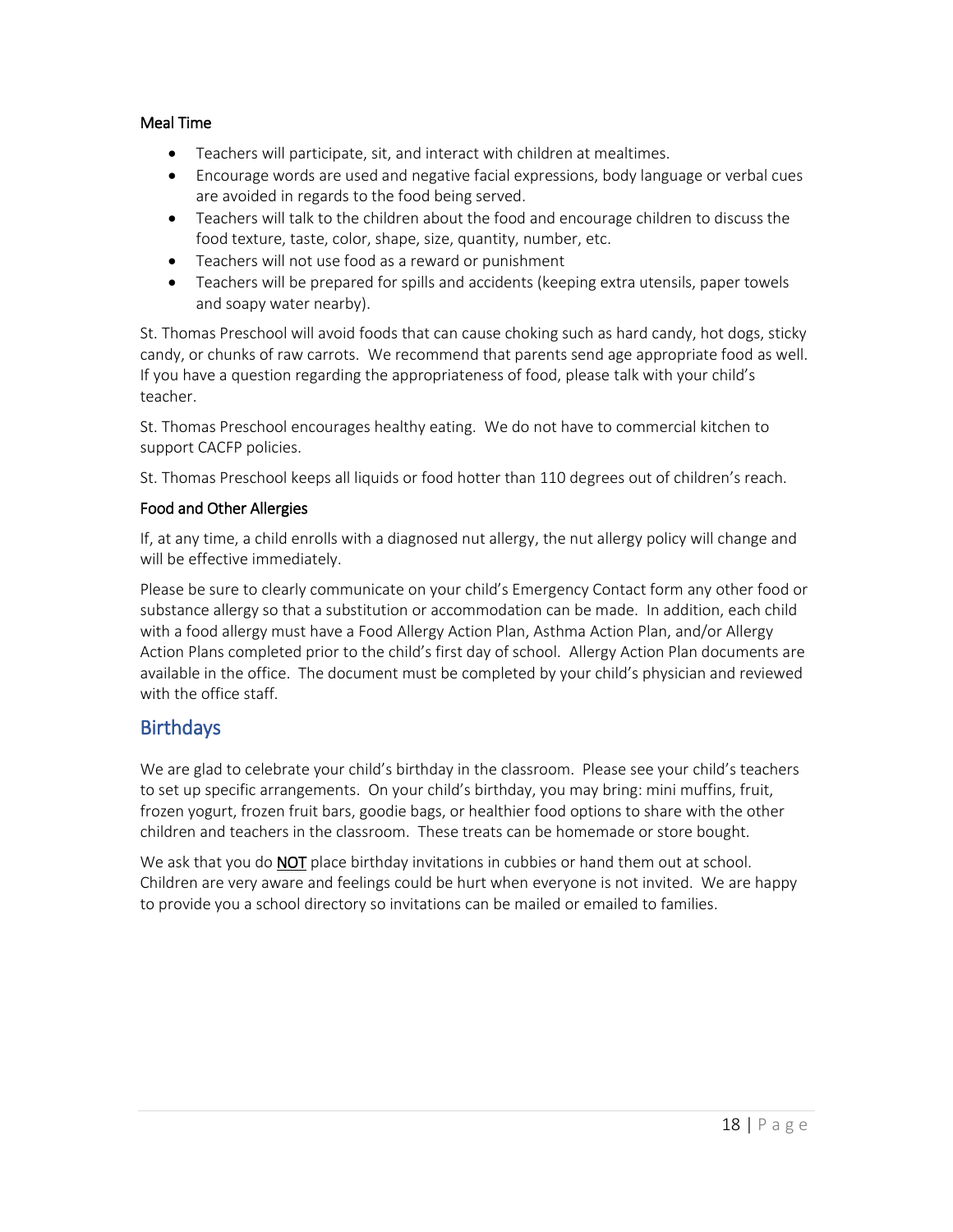### Meal Time

- Teachers will participate, sit, and interact with children at mealtimes.
- Encourage words are used and negative facial expressions, body language or verbal cues are avoided in regards to the food being served.
- Teachers will talk to the children about the food and encourage children to discuss the food texture, taste, color, shape, size, quantity, number, etc.
- Teachers will not use food as a reward or punishment
- Teachers will be prepared for spills and accidents (keeping extra utensils, paper towels and soapy water nearby).

St. Thomas Preschool will avoid foods that can cause choking such as hard candy, hot dogs, sticky candy, or chunks of raw carrots. We recommend that parents send age appropriate food as well. If you have a question regarding the appropriateness of food, please talk with your child's teacher.

St. Thomas Preschool encourages healthy eating. We do not have to commercial kitchen to support CACFP policies.

St. Thomas Preschool keeps all liquids or food hotter than 110 degrees out of children's reach.

### Food and Other Allergies

If, at any time, a child enrolls with a diagnosed nut allergy, the nut allergy policy will change and will be effective immediately.

Please be sure to clearly communicate on your child's Emergency Contact form any other food or substance allergy so that a substitution or accommodation can be made. In addition, each child with a food allergy must have a Food Allergy Action Plan, Asthma Action Plan, and/or Allergy Action Plans completed prior to the child's first day of school. Allergy Action Plan documents are available in the office. The document must be completed by your child's physician and reviewed with the office staff.

## Birthdays

We are glad to celebrate your child's birthday in the classroom. Please see your child's teachers to set up specific arrangements. On your child's birthday, you may bring: mini muffins, fruit, frozen yogurt, frozen fruit bars, goodie bags, or healthier food options to share with the other children and teachers in the classroom. These treats can be homemade or store bought.

We ask that you do **NOT** place birthday invitations in cubbies or hand them out at school. Children are very aware and feelings could be hurt when everyone is not invited. We are happy to provide you a school directory so invitations can be mailed or emailed to families.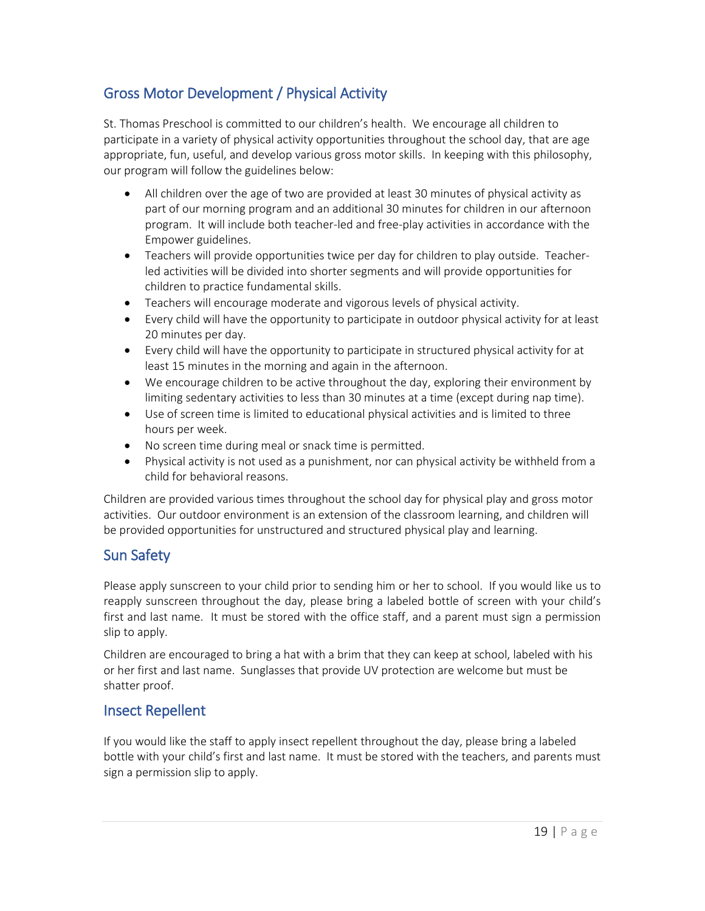## Gross Motor Development / Physical Activity

St. Thomas Preschool is committed to our children's health. We encourage all children to participate in a variety of physical activity opportunities throughout the school day, that are age appropriate, fun, useful, and develop various gross motor skills. In keeping with this philosophy, our program will follow the guidelines below:

- All children over the age of two are provided at least 30 minutes of physical activity as part of our morning program and an additional 30 minutes for children in our afternoon program. It will include both teacher-led and free-play activities in accordance with the Empower guidelines.
- Teachers will provide opportunities twice per day for children to play outside. Teacher-led activities will be divided into shorter segments and will provide opportunities for children to practice fundamental skills.
- Teachers will encourage moderate and vigorous levels of physical activity.
- Every child will have the opportunity to participate in outdoor physical activity for at least 20 minutes per day.
- Every child will have the opportunity to participate in structured physical activity for at least 15 minutes in the morning and again in the afternoon.
- We encourage children to be active throughout the day, exploring their environment by limiting sedentary activities to less than 30 minutes at a time (except during nap time).
- Use of screen time is limited to educational physical activities and is limited to three hours per week.
- No screen time during meal or snack time is permitted.
- Physical activity is not used as a punishment, nor can physical activity be withheld from a child for behavioral reasons.

Children are provided various times throughout the school day for physical play and gross motor activities. Our outdoor environment is an extension of the classroom learning, and children will be provided opportunities for unstructured and structured physical play and learning.

## Sun Safety

Please apply sunscreen to your child prior to sending him or her to school. If you would like us to reapply sunscreen throughout the day, please bring a labeled bottle of screen with your child's first and last name. It must be stored with the office staff, and a parent must sign a permission slip to apply.

Children are encouraged to bring a hat with a brim that they can keep at school, labeled with his or her first and last name. Sunglasses that provide UV protection are welcome but must be shatter proof.

## Insect Repellent

If you would like the staff to apply insect repellent throughout the day, please bring a labeled bottle with your child's first and last name. It must be stored with the teachers, and parents must sign a permission slip to apply.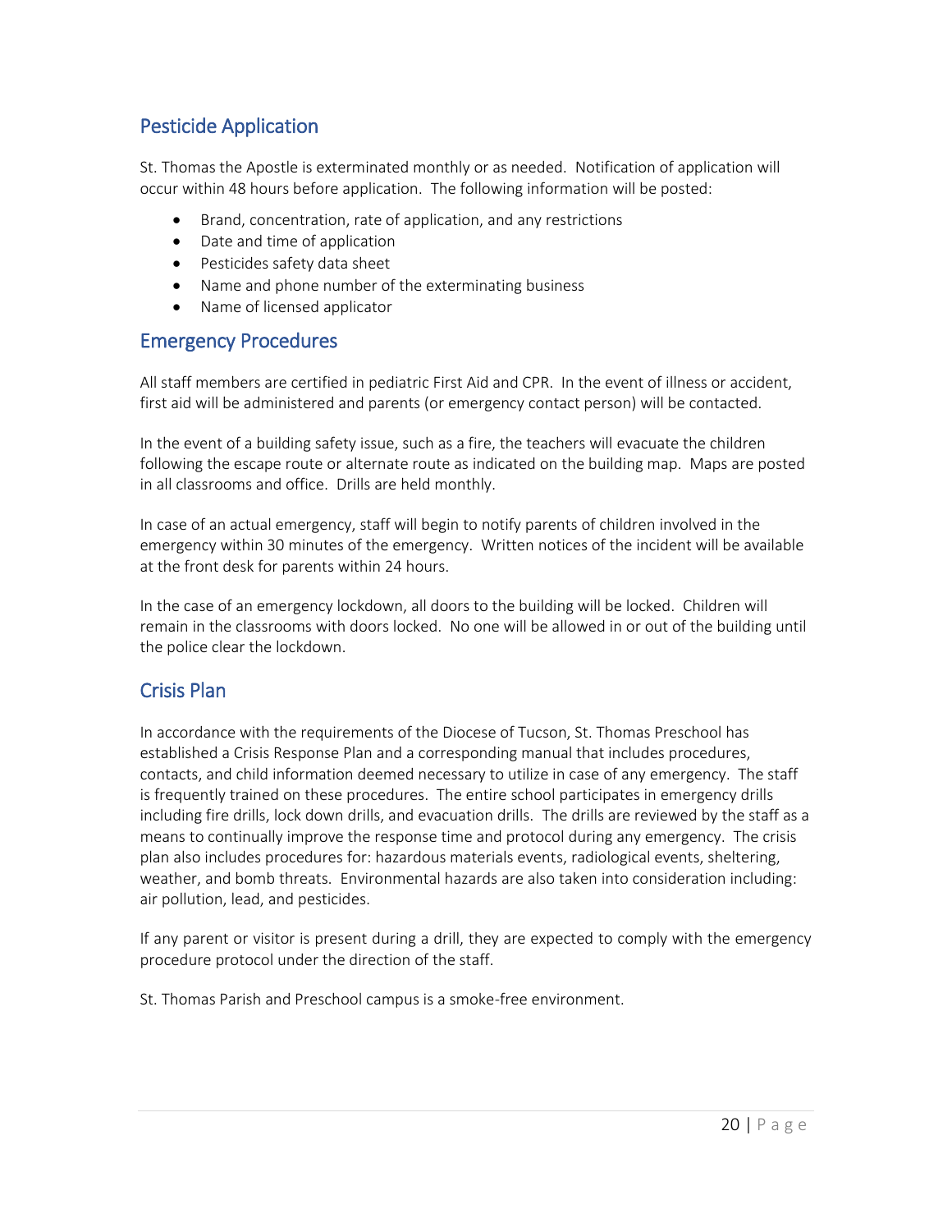## Pesticide Application

St. Thomas the Apostle is exterminated monthly or as needed. Notification of application will occur within 48 hours before application. The following information will be posted:

- Brand, concentration, rate of application, and any restrictions
- Date and time of application
- Pesticides safety data sheet
- Name and phone number of the exterminating business
- Name of licensed applicator

## Emergency Procedures

All staff members are certified in pediatric First Aid and CPR. In the event of illness or accident, first aid will be administered and parents (or emergency contact person) will be contacted.

In the event of a building safety issue, such as a fire, the teachers will evacuate the children following the escape route or alternate route as indicated on the building map. Maps are posted in all classrooms and office. Drills are held monthly.

In case of an actual emergency, staff will begin to notify parents of children involved in the emergency within 30 minutes of the emergency. Written notices of the incident will be available at the front desk for parents within 24 hours.

In the case of an emergency lockdown, all doors to the building will be locked. Children will remain in the classrooms with doors locked. No one will be allowed in or out of the building until the police clear the lockdown.

## Crisis Plan

In accordance with the requirements of the Diocese of Tucson, St. Thomas Preschool has established a Crisis Response Plan and a corresponding manual that includes procedures, contacts, and child information deemed necessary to utilize in case of any emergency. The staff is frequently trained on these procedures. The entire school participates in emergency drills including fire drills, lock down drills, and evacuation drills. The drills are reviewed by the staff as a means to continually improve the response time and protocol during any emergency. The crisis plan also includes procedures for: hazardous materials events, radiological events, sheltering, weather, and bomb threats. Environmental hazards are also taken into consideration including: air pollution, lead, and pesticides.

If any parent or visitor is present during a drill, they are expected to comply with the emergency procedure protocol under the direction of the staff.

St. Thomas Parish and Preschool campus is a smoke-free environment.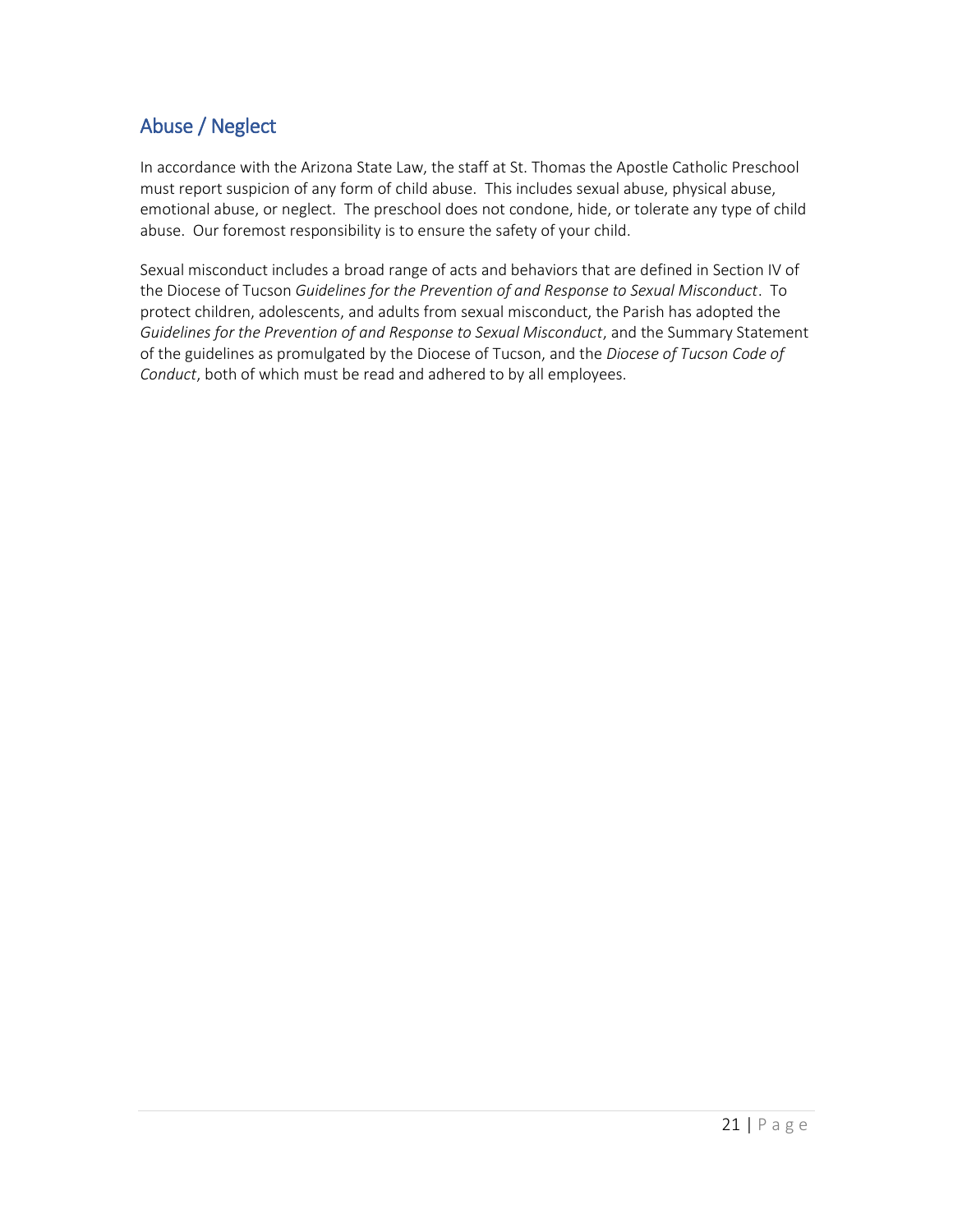## Abuse / Neglect

In accordance with the Arizona State Law, the staff at St. Thomas the Apostle Catholic Preschool must report suspicion of any form of child abuse. This includes sexual abuse, physical abuse, emotional abuse, or neglect. The preschool does not condone, hide, or tolerate any type of child abuse. Our foremost responsibility is to ensure the safety of your child.

Sexual misconduct includes a broad range of acts and behaviors that are defined in Section IV of the Diocese of Tucson *Guidelines for the Prevention of and Response to Sexual Misconduct*. To protect children, adolescents, and adults from sexual misconduct, the Parish has adopted the *Guidelines for the Prevention of and Response to Sexual Misconduct*, and the Summary Statement of the guidelines as promulgated by the Diocese of Tucson, and the *Diocese of Tucson Code of Conduct*, both of which must be read and adhered to by all employees.